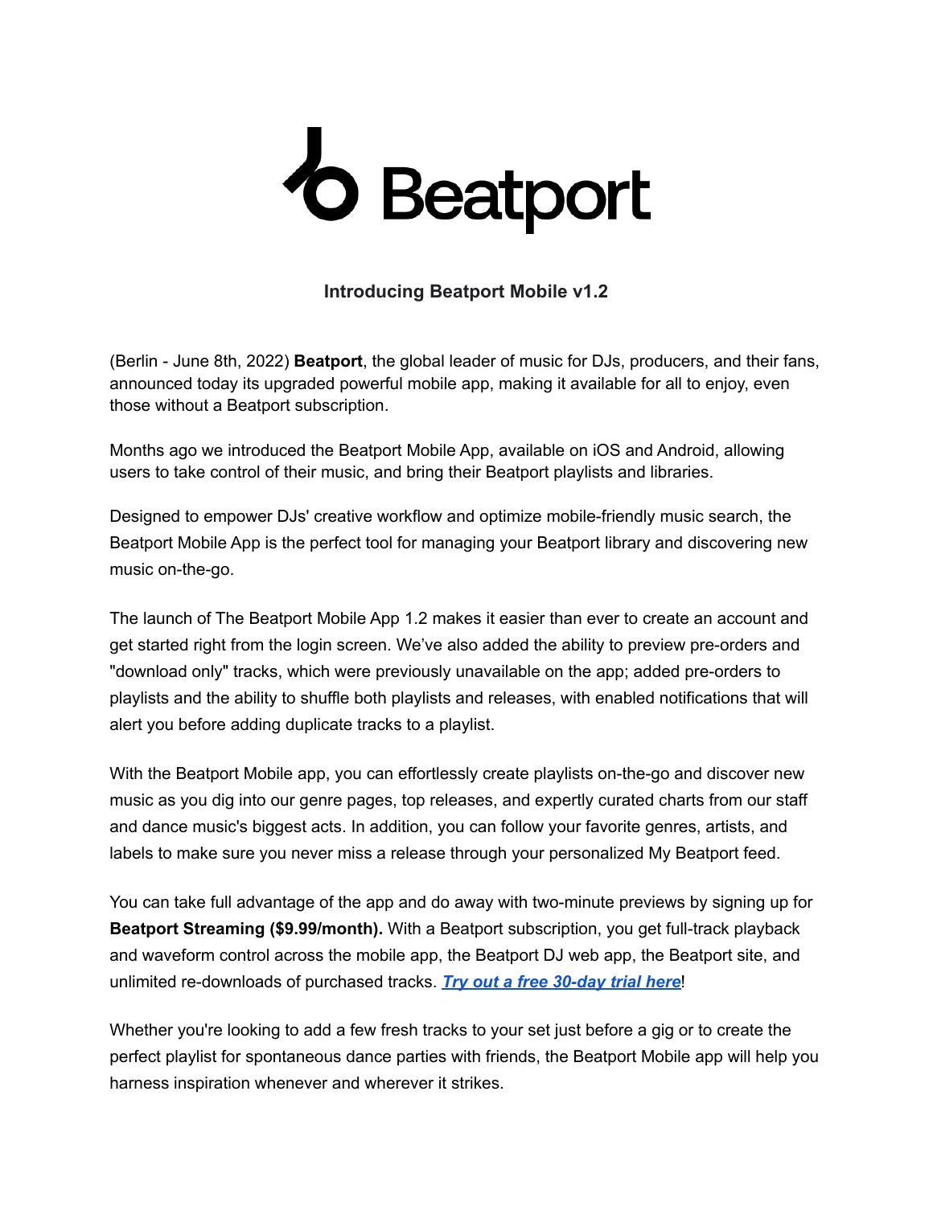Beatport

## Introducing Beatport Mobile v1.2

(Berlin - June 8th, 2022) **Beatport**, the global leader of music for DJs, producers, and their fans, announced today its upgraded powerful mobile app, making it available for all to enjoy, even those without a Beatport subscription.

Months ago we introduced the Beatport Mobile App, available on iOS and Android, allowing users to take control of their music, and bring their Beatport playlists and libraries.

Designed to empower DJs' creative workflow and optimize mobile-friendly music search, the Beatport Mobile App is the perfect tool for managing your Beatport library and discovering new music on-the-go.

The launch of The Beatport Mobile App 1.2 makes it easier than ever to create an account and get started right from the login screen. We've also added the ability to preview pre-orders and "download only" tracks, which were previously unavailable on the app; added pre-orders to playlists and the ability to shuffle both playlists and releases, with enabled notifications that will alert you before adding duplicate tracks to a playlist.

With the Beatport Mobile app, you can effortlessly create playlists on-the-go and discover new music as you dig into our genre pages, top releases, and expertly curated charts from our staff and dance music's biggest acts. In addition, you can follow your favorite genres, artists, and labels to make sure you never miss a release through your personalized My Beatport feed.

You can take full advantage of the app and do away with two-minute previews by signing up for **Beatport Streaming ($9.99/month).** With a Beatport subscription, you get full-track playback and waveform control across the mobile app, the Beatport DJ web app, the Beatport site, and unlimited re-downloads of purchased tracks. ***Try out a free 30-day trial here***!

Whether you're looking to add a few fresh tracks to your set just before a gig or to create the perfect playlist for spontaneous dance parties with friends, the Beatport Mobile app will help you harness inspiration whenever and wherever it strikes.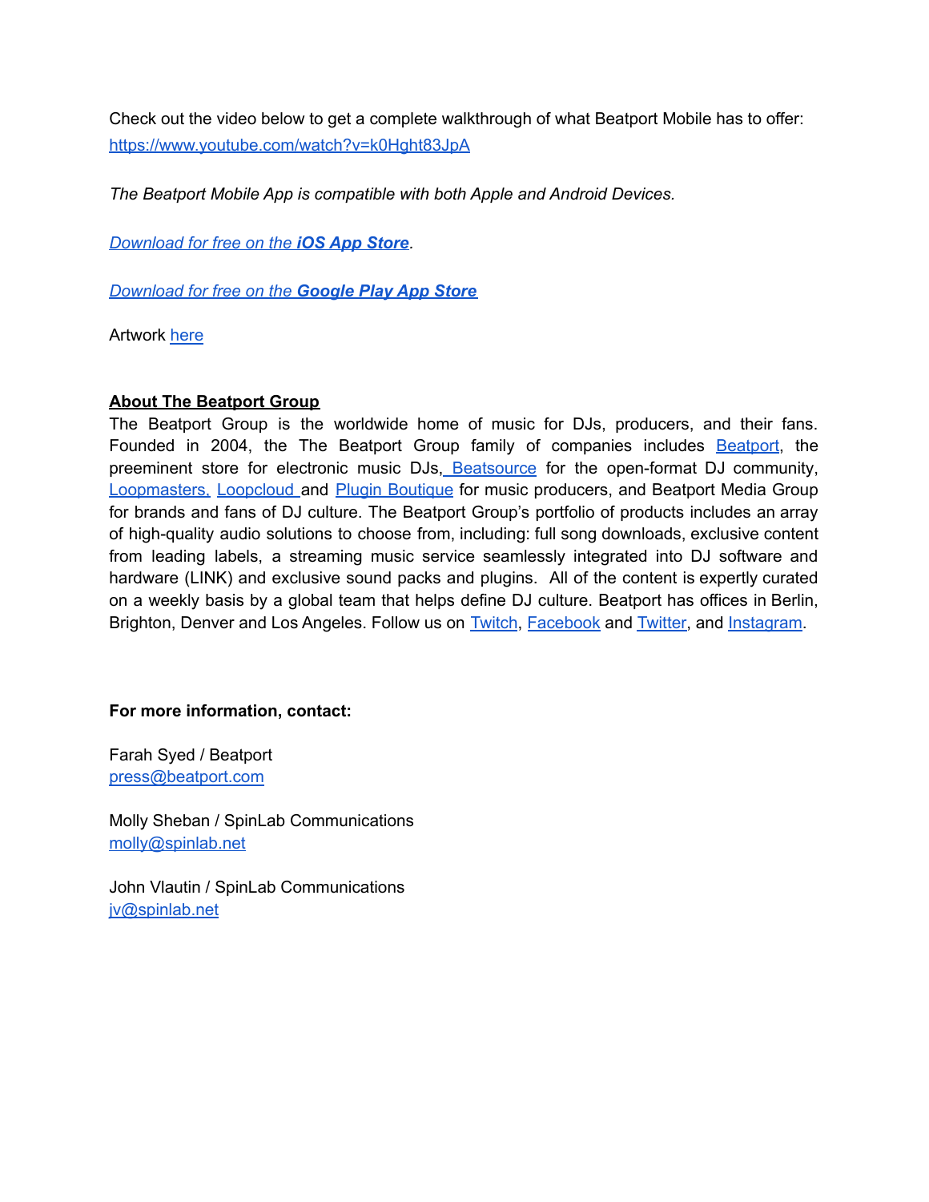Check out the video below to get a complete walkthrough of what Beatport Mobile has to offer: https://www.youtube.com/watch?v=k0Hght83JpA

*The Beatport Mobile App is compatible with both Apple and Android Devices.*

*Download for free on the **iOS App Store**.*

*Download for free on the **Google Play App Store***

Artwork here

**About The Beatport Group**

The Beatport Group is the worldwide home of music for DJs, producers, and their fans. Founded in 2004, the The Beatport Group family of companies includes Beatport, the preeminent store for electronic music DJs, Beatsource for the open-format DJ community, Loopmasters, Loopcloud and Plugin Boutique for music producers, and Beatport Media Group for brands and fans of DJ culture. The Beatport Group's portfolio of products includes an array of high-quality audio solutions to choose from, including: full song downloads, exclusive content from leading labels, a streaming music service seamlessly integrated into DJ software and hardware (LINK) and exclusive sound packs and plugins. All of the content is expertly curated on a weekly basis by a global team that helps define DJ culture. Beatport has offices in Berlin, Brighton, Denver and Los Angeles. Follow us on Twitch, Facebook and Twitter, and Instagram.

**For more information, contact:**

Farah Syed / Beatport
press@beatport.com

Molly Sheban / SpinLab Communications
molly@spinlab.net

John Vlautin / SpinLab Communications
jv@spinlab.net